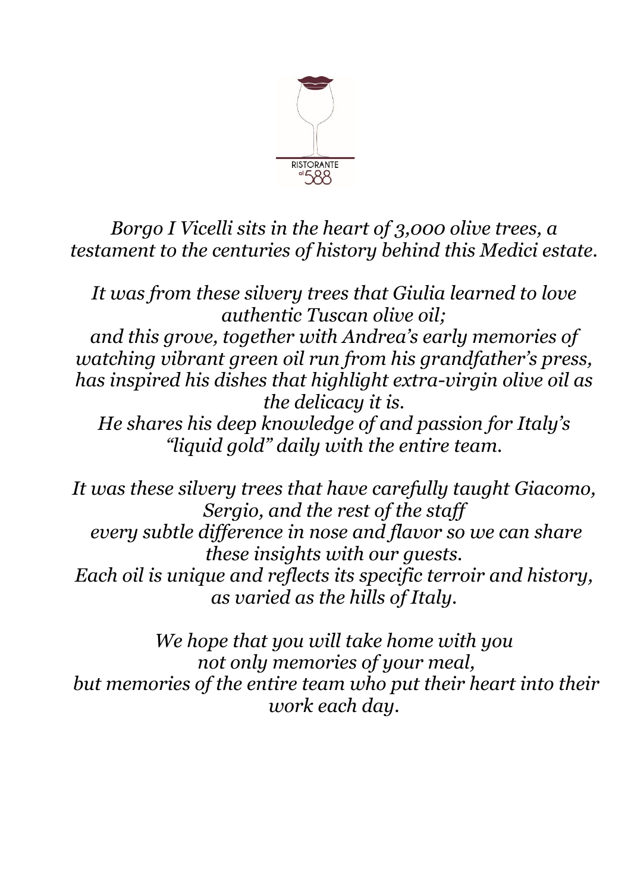RISTORANTE al 588

*Borgo I Vicelli sits in the heart of 3,000 olive trees, a testament to the centuries of history behind this Medici estate.*

*It was from these silvery trees that Giulia learned to love authentic Tuscan olive oil;*
*and this grove, together with Andrea's early memories of watching vibrant green oil run from his grandfather's press, has inspired his dishes that highlight extra-virgin olive oil as the delicacy it is.*
*He shares his deep knowledge of and passion for Italy's "liquid gold" daily with the entire team.*

*It was these silvery trees that have carefully taught Giacomo, Sergio, and the rest of the staff*
*every subtle difference in nose and flavor so we can share these insights with our guests.*
*Each oil is unique and reflects its specific terroir and history, as varied as the hills of Italy.*

*We hope that you will take home with you*
*not only memories of your meal,*
*but memories of the entire team who put their heart into their work each day.*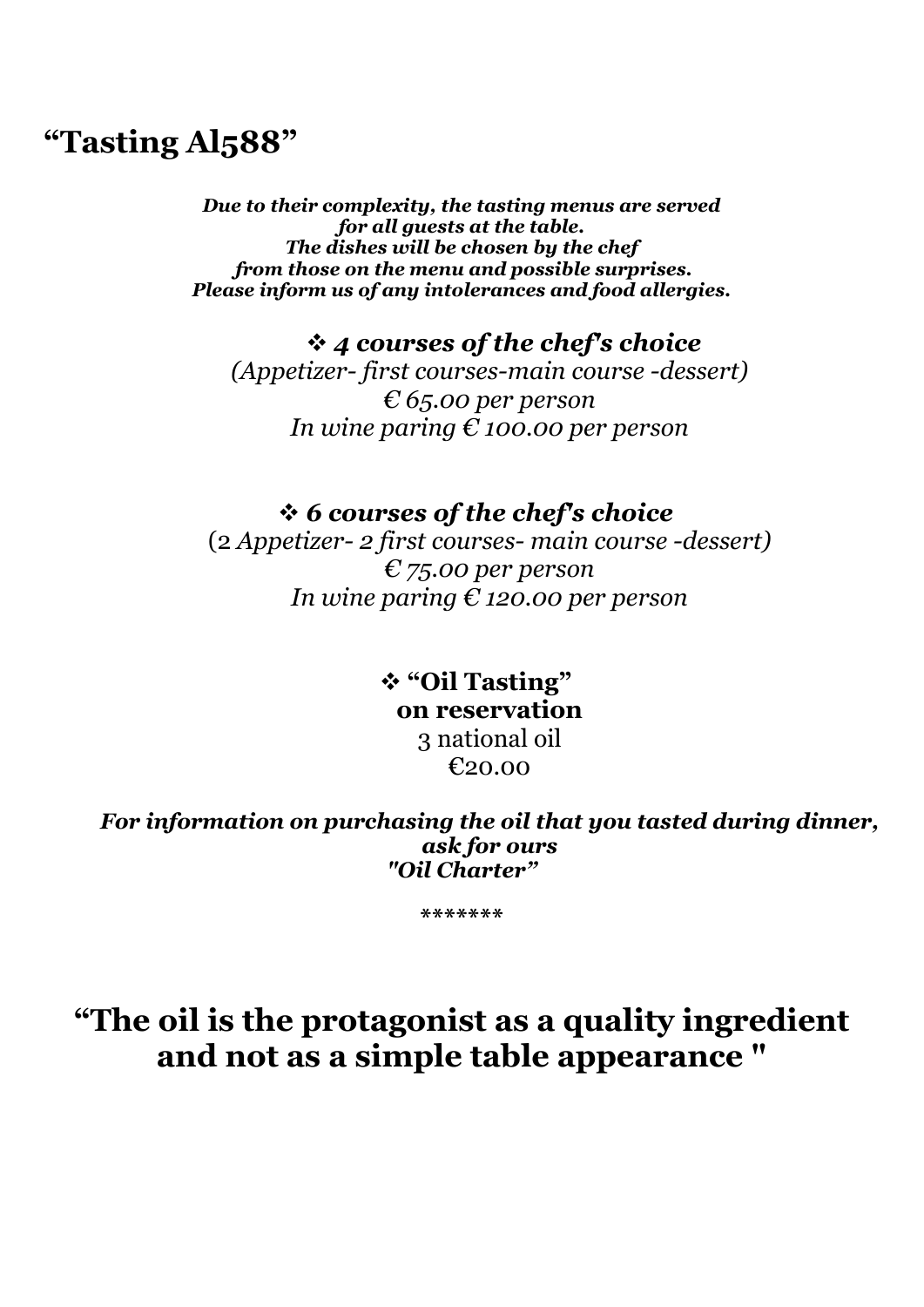# "Tasting Al588"

***Due to their complexity, the tasting menus are served for all guests at the table.***
***The dishes will be chosen by the chef from those on the menu and possible surprises.***
***Please inform us of any intolerances and food allergies.***

❖ ***4 courses of the chef's choice***
*(Appetizer- first courses-main course -dessert)*
*€ 65.00 per person*
*In wine paring € 100.00 per person*

❖ ***6 courses of the chef's choice***
*(2 Appetizer- 2 first courses- main course -dessert)*
*€ 75.00 per person*
*In wine paring € 120.00 per person*

❖ **"Oil Tasting"**
**on reservation**
3 national oil
€20.00

***For information on purchasing the oil that you tasted during dinner, ask for ours "Oil Charter"***

*******

## "The oil is the protagonist as a quality ingredient and not as a simple table appearance "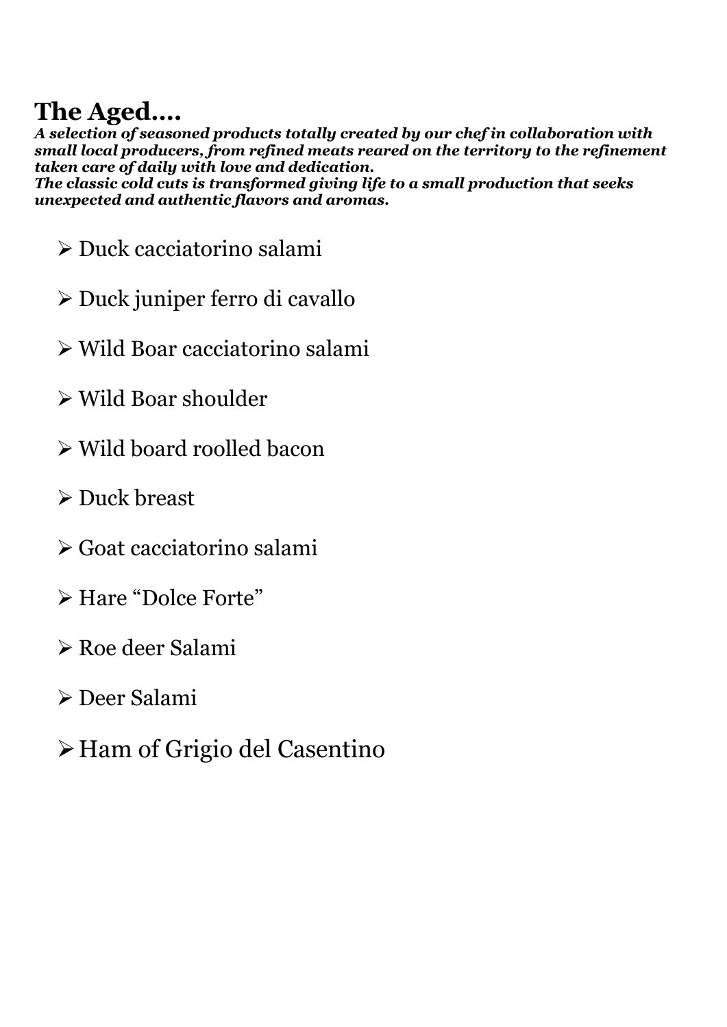# The Aged....

***A selection of seasoned products totally created by our chef in collaboration with small local producers, from refined meats reared on the territory to the refinement taken care of daily with love and dedication.***
***The classic cold cuts is transformed giving life to a small production that seeks unexpected and authentic flavors and aromas.***

- Duck cacciatorino salami
- Duck juniper ferro di cavallo
- Wild Boar cacciatorino salami
- Wild Boar shoulder
- Wild board roolled bacon
- Duck breast
- Goat cacciatorino salami
- Hare "Dolce Forte"
- Roe deer Salami
- Deer Salami
- Ham of Grigio del Casentino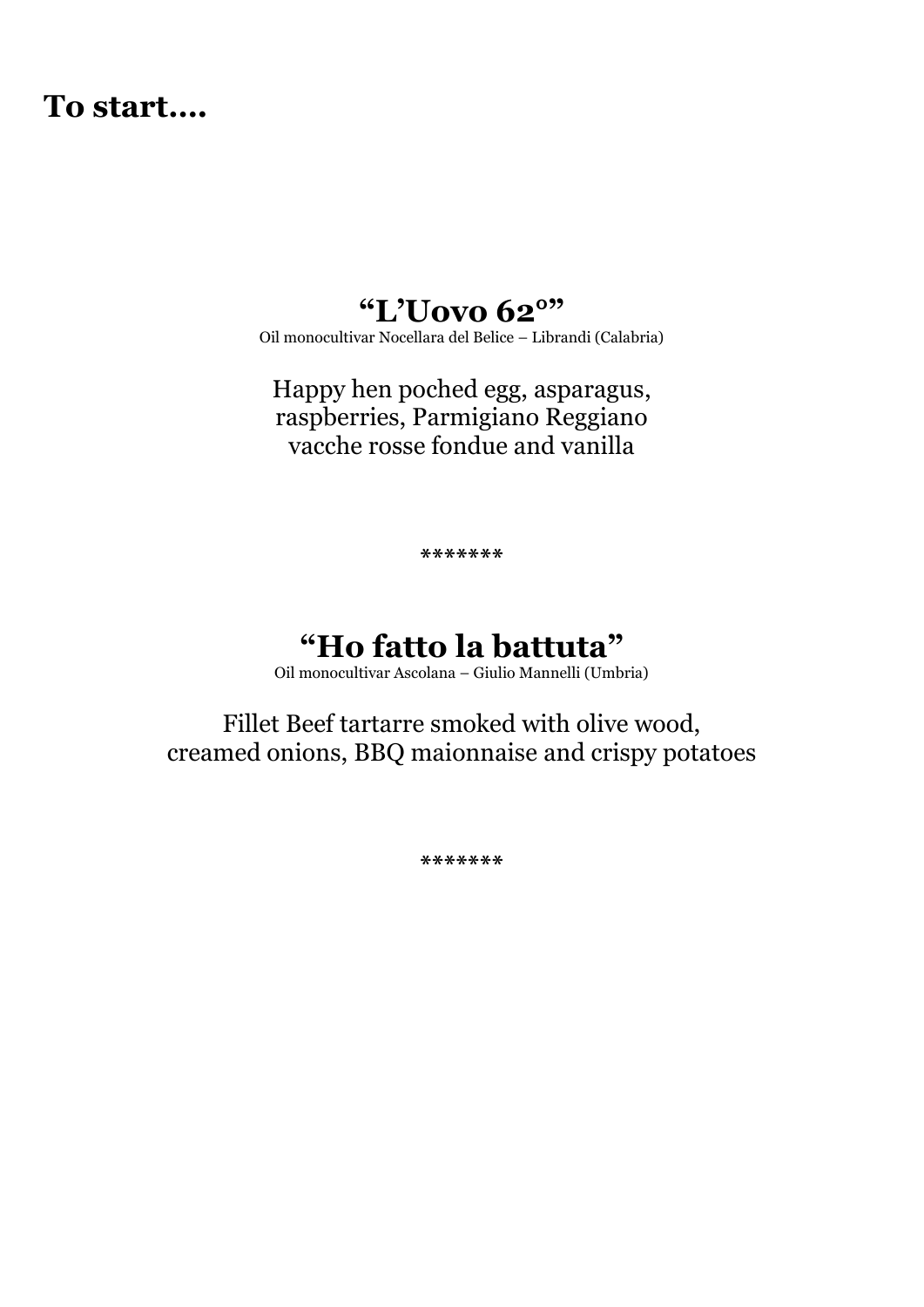## To start....

# "L'Uovo 62°"

Oil monocultivar Nocellara del Belice – Librandi (Calabria)

Happy hen poched egg, asparagus,
raspberries, Parmigiano Reggiano
vacche rosse fondue and vanilla

*******

# "Ho fatto la battuta"

Oil monocultivar Ascolana – Giulio Mannelli (Umbria)

Fillet Beef tartarre smoked with olive wood,
creamed onions, BBQ maionnaise and crispy potatoes

*******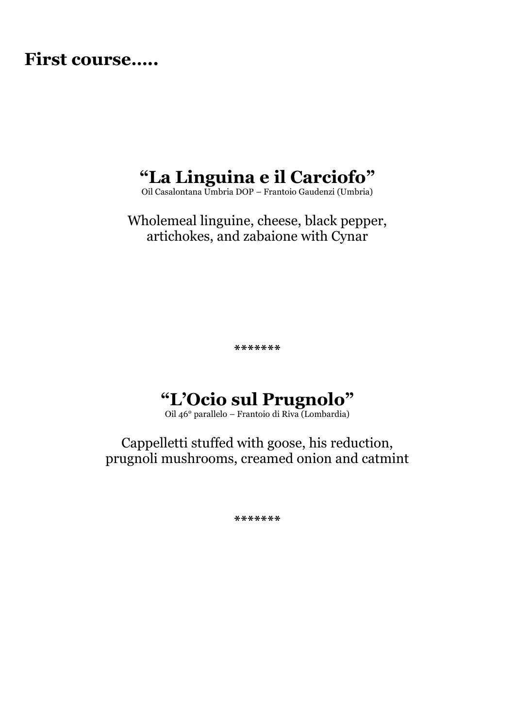**First course…..**

## “La Linguina e il Carciofo”

Oil Casalontana Umbria DOP – Frantoio Gaudenzi (Umbria)

Wholemeal linguine, cheese, black pepper,
artichokes, and zabaione with Cynar

*******

## “L’Ocio sul Prugnolo”

Oil 46° parallelo – Frantoio di Riva (Lombardia)

Cappelletti stuffed with goose, his reduction,
prugnoli mushrooms, creamed onion and catmint

*******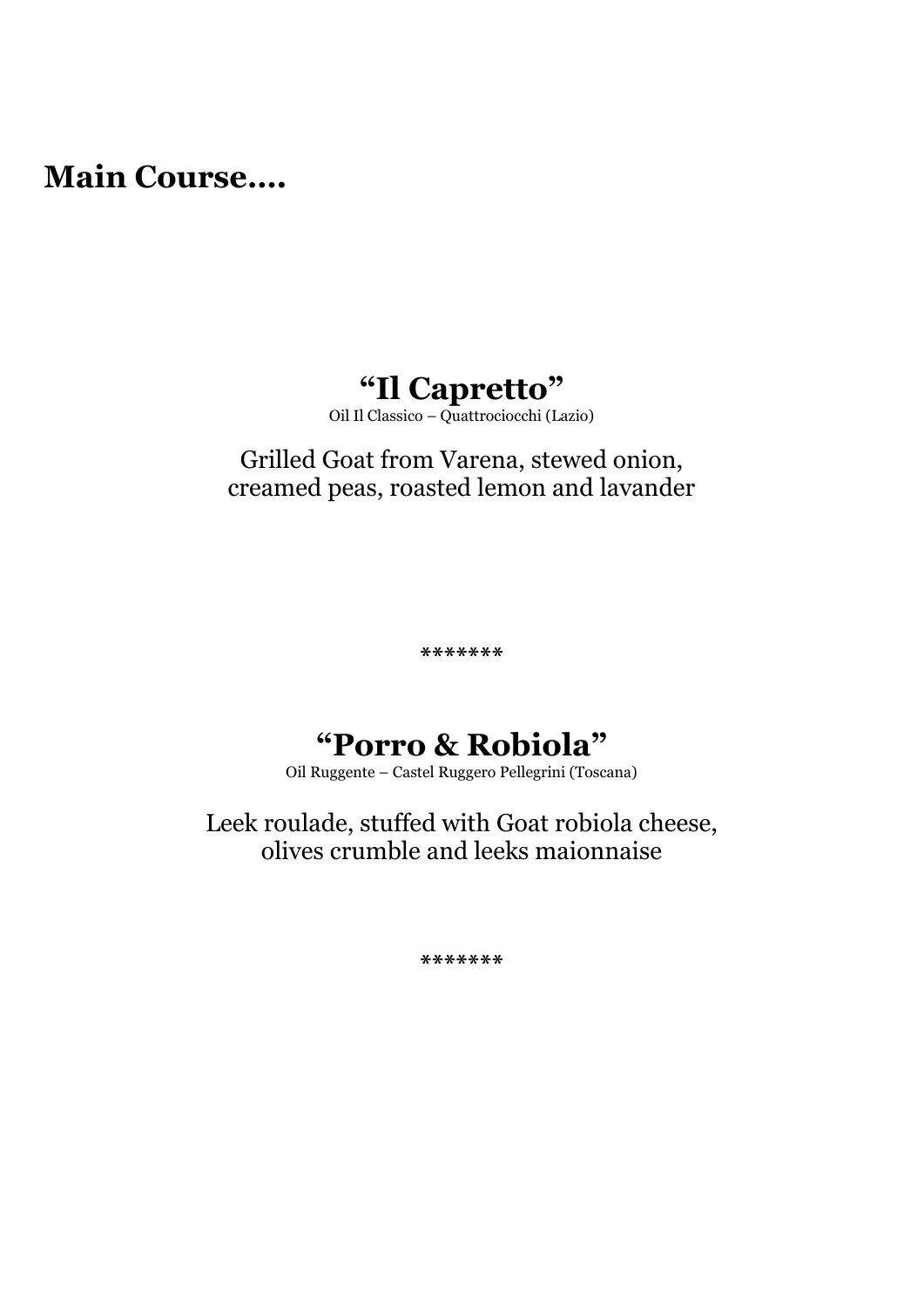# Main Course….

## "Il Capretto"

Oil Il Classico – Quattrociocchi (Lazio)

Grilled Goat from Varena, stewed onion, creamed peas, roasted lemon and lavander

*******

## "Porro & Robiola"

Oil Ruggente – Castel Ruggero Pellegrini (Toscana)

Leek roulade, stuffed with Goat robiola cheese, olives crumble and leeks maionnaise

*******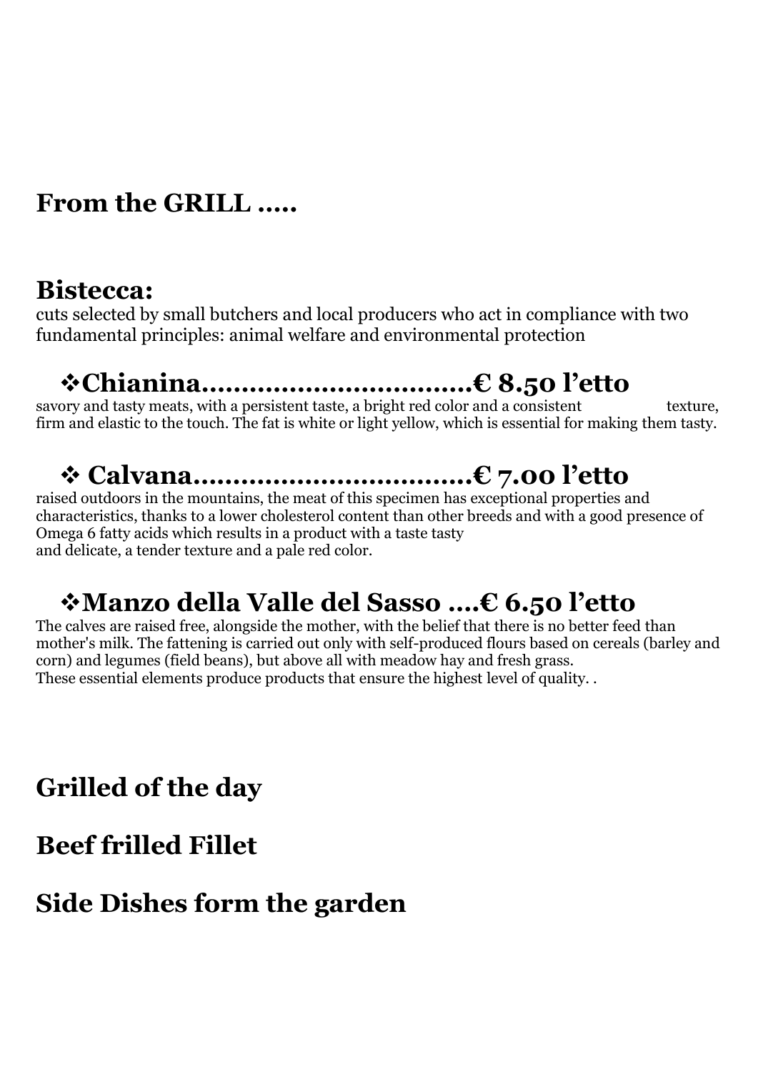## From the GRILL .....

## Bistecca:

cuts selected by small butchers and local producers who act in compliance with two fundamental principles: animal welfare and environmental protection

### ❖Chianina...............................€ 8.50 l'etto

savory and tasty meats, with a persistent taste, a bright red color and a consistent texture, firm and elastic to the touch. The fat is white or light yellow, which is essential for making them tasty.

### ❖ Calvana................................€ 7.00 l'etto

raised outdoors in the mountains, the meat of this specimen has exceptional properties and characteristics, thanks to a lower cholesterol content than other breeds and with a good presence of Omega 6 fatty acids which results in a product with a taste tasty and delicate, a tender texture and a pale red color.

### ❖Manzo della Valle del Sasso ....€ 6.50 l'etto

The calves are raised free, alongside the mother, with the belief that there is no better feed than mother's milk. The fattening is carried out only with self-produced flours based on cereals (barley and corn) and legumes (field beans), but above all with meadow hay and fresh grass.
These essential elements produce products that ensure the highest level of quality. .

## Grilled of the day

## Beef frilled Fillet

## Side Dishes form the garden